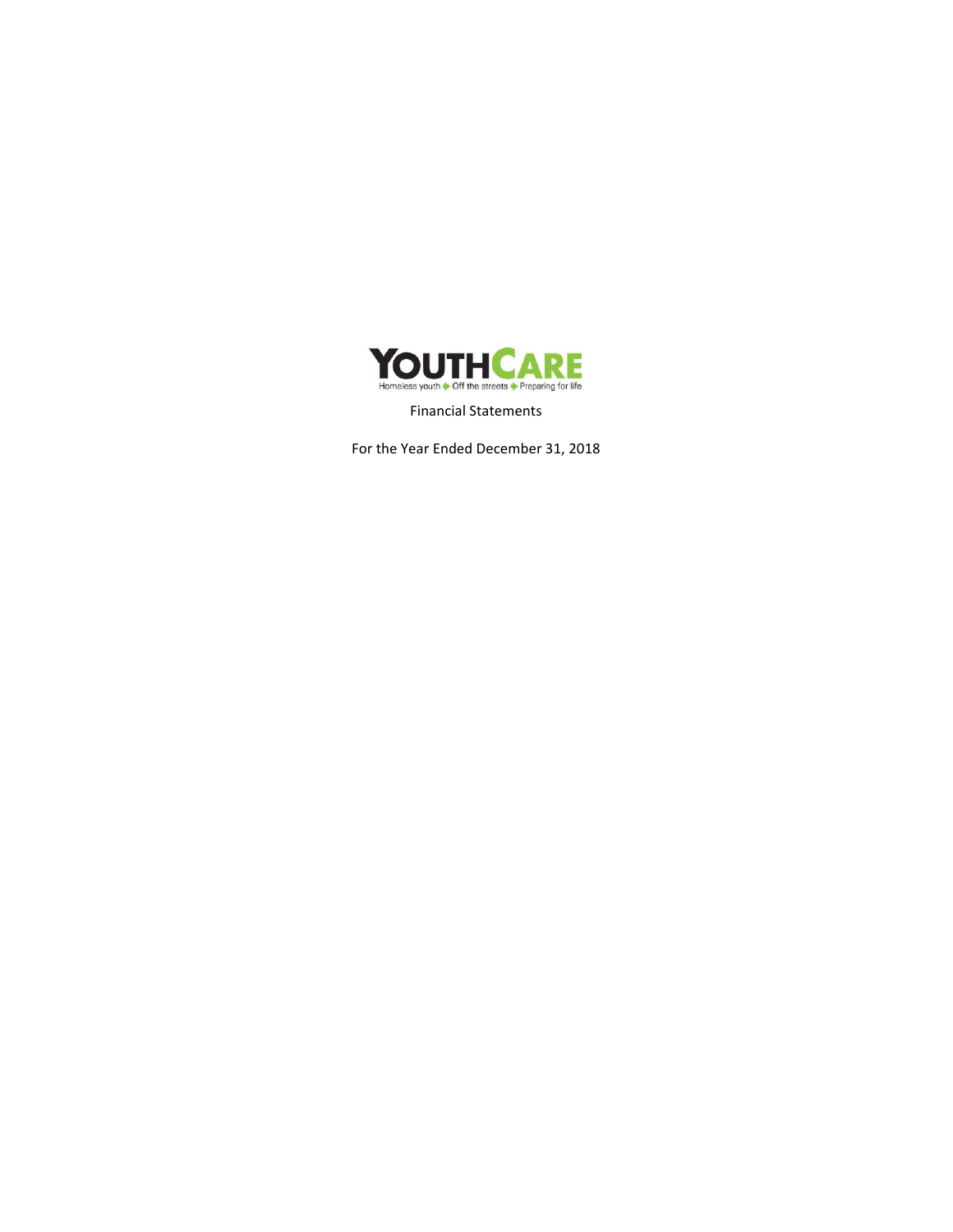# YOUTHCARE

Homeless youth ➔ Off the streets ➔ Preparing for life

Financial Statements

For the Year Ended December 31, 2018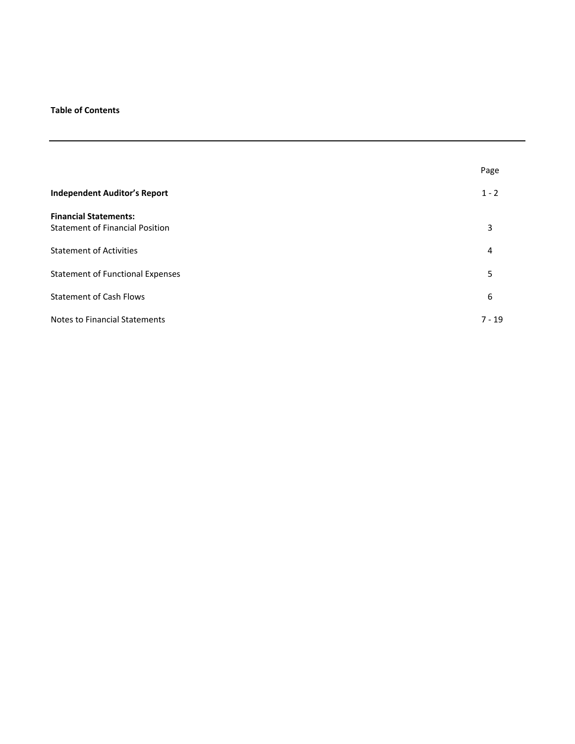**Table of Contents**

| | Page |
|---|---|
| **Independent Auditor's Report** | 1 - 2 |
| **Financial Statements:** | |
| Statement of Financial Position | 3 |
| Statement of Activities | 4 |
| Statement of Functional Expenses | 5 |
| Statement of Cash Flows | 6 |
| Notes to Financial Statements | 7 - 19 |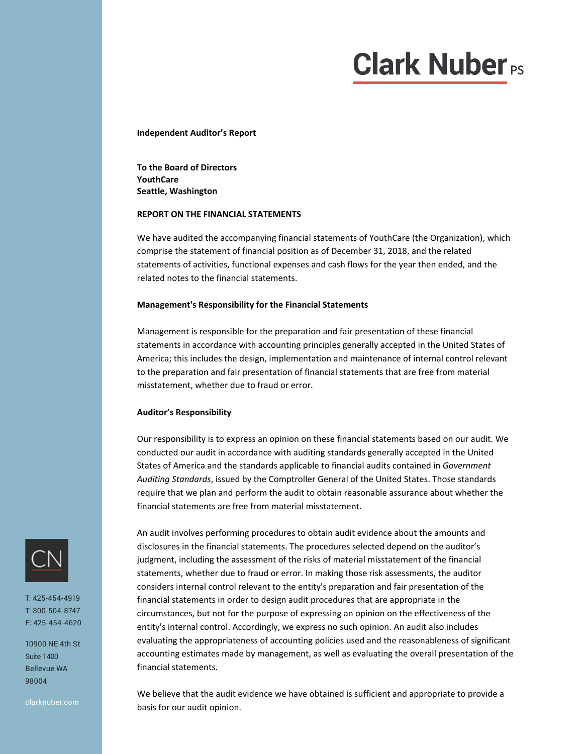**Independent Auditor's Report**

**To the Board of Directors**
**YouthCare**
**Seattle, Washington**

**REPORT ON THE FINANCIAL STATEMENTS**

We have audited the accompanying financial statements of YouthCare (the Organization), which comprise the statement of financial position as of December 31, 2018, and the related statements of activities, functional expenses and cash flows for the year then ended, and the related notes to the financial statements.

**Management's Responsibility for the Financial Statements**

Management is responsible for the preparation and fair presentation of these financial statements in accordance with accounting principles generally accepted in the United States of America; this includes the design, implementation and maintenance of internal control relevant to the preparation and fair presentation of financial statements that are free from material misstatement, whether due to fraud or error.

**Auditor's Responsibility**

Our responsibility is to express an opinion on these financial statements based on our audit. We conducted our audit in accordance with auditing standards generally accepted in the United States of America and the standards applicable to financial audits contained in *Government Auditing Standards*, issued by the Comptroller General of the United States. Those standards require that we plan and perform the audit to obtain reasonable assurance about whether the financial statements are free from material misstatement.

An audit involves performing procedures to obtain audit evidence about the amounts and disclosures in the financial statements. The procedures selected depend on the auditor's judgment, including the assessment of the risks of material misstatement of the financial statements, whether due to fraud or error. In making those risk assessments, the auditor considers internal control relevant to the entity's preparation and fair presentation of the financial statements in order to design audit procedures that are appropriate in the circumstances, but not for the purpose of expressing an opinion on the effectiveness of the entity's internal control. Accordingly, we express no such opinion. An audit also includes evaluating the appropriateness of accounting policies used and the reasonableness of significant accounting estimates made by management, as well as evaluating the overall presentation of the financial statements.

We believe that the audit evidence we have obtained is sufficient and appropriate to provide a basis for our audit opinion.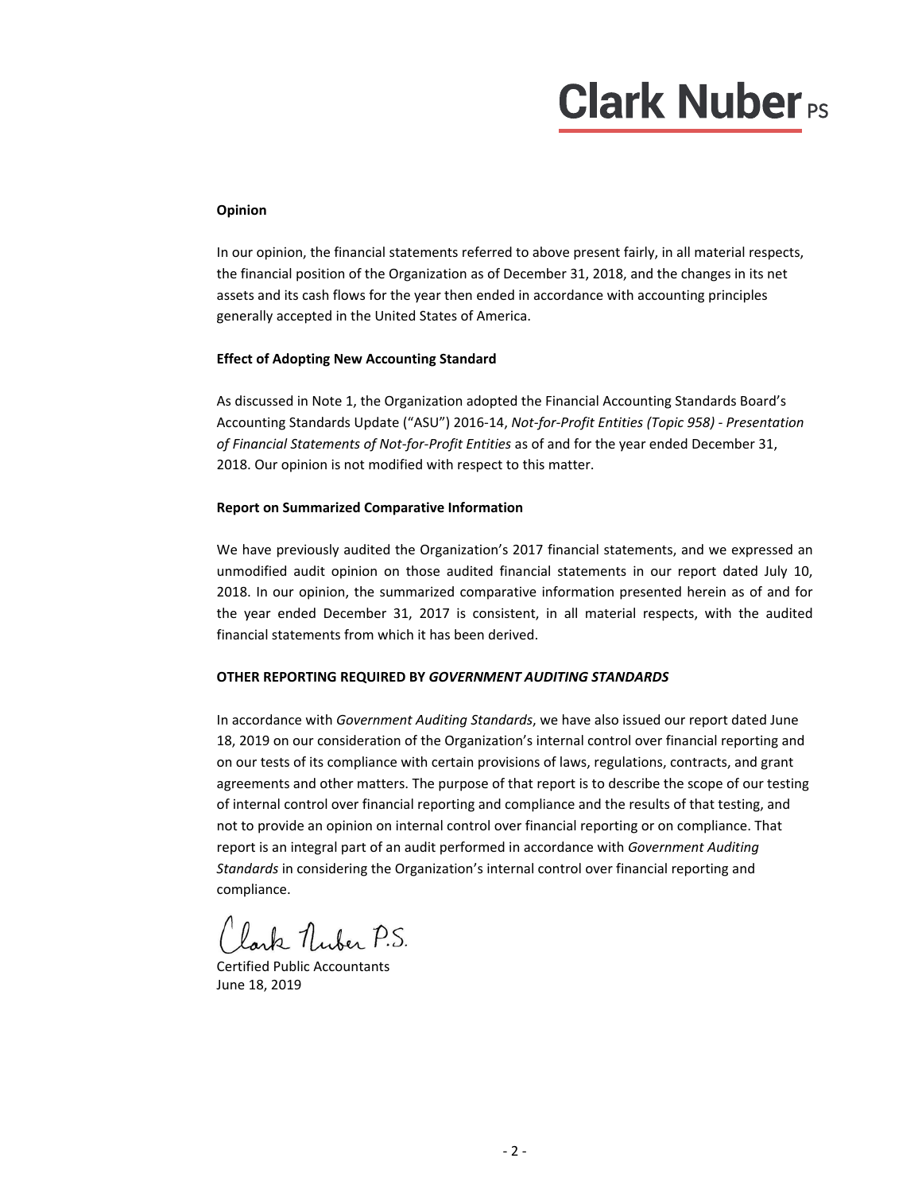**Opinion**

In our opinion, the financial statements referred to above present fairly, in all material respects, the financial position of the Organization as of December 31, 2018, and the changes in its net assets and its cash flows for the year then ended in accordance with accounting principles generally accepted in the United States of America.

**Effect of Adopting New Accounting Standard**

As discussed in Note 1, the Organization adopted the Financial Accounting Standards Board's Accounting Standards Update ("ASU") 2016-14, *Not-for-Profit Entities (Topic 958) - Presentation of Financial Statements of Not-for-Profit Entities* as of and for the year ended December 31, 2018. Our opinion is not modified with respect to this matter.

**Report on Summarized Comparative Information**

We have previously audited the Organization's 2017 financial statements, and we expressed an unmodified audit opinion on those audited financial statements in our report dated July 10, 2018. In our opinion, the summarized comparative information presented herein as of and for the year ended December 31, 2017 is consistent, in all material respects, with the audited financial statements from which it has been derived.

**OTHER REPORTING REQUIRED BY *GOVERNMENT AUDITING STANDARDS***

In accordance with *Government Auditing Standards*, we have also issued our report dated June 18, 2019 on our consideration of the Organization's internal control over financial reporting and on our tests of its compliance with certain provisions of laws, regulations, contracts, and grant agreements and other matters. The purpose of that report is to describe the scope of our testing of internal control over financial reporting and compliance and the results of that testing, and not to provide an opinion on internal control over financial reporting or on compliance. That report is an integral part of an audit performed in accordance with *Government Auditing Standards* in considering the Organization's internal control over financial reporting and compliance.

Clark Nuber P.S.

Certified Public Accountants
June 18, 2019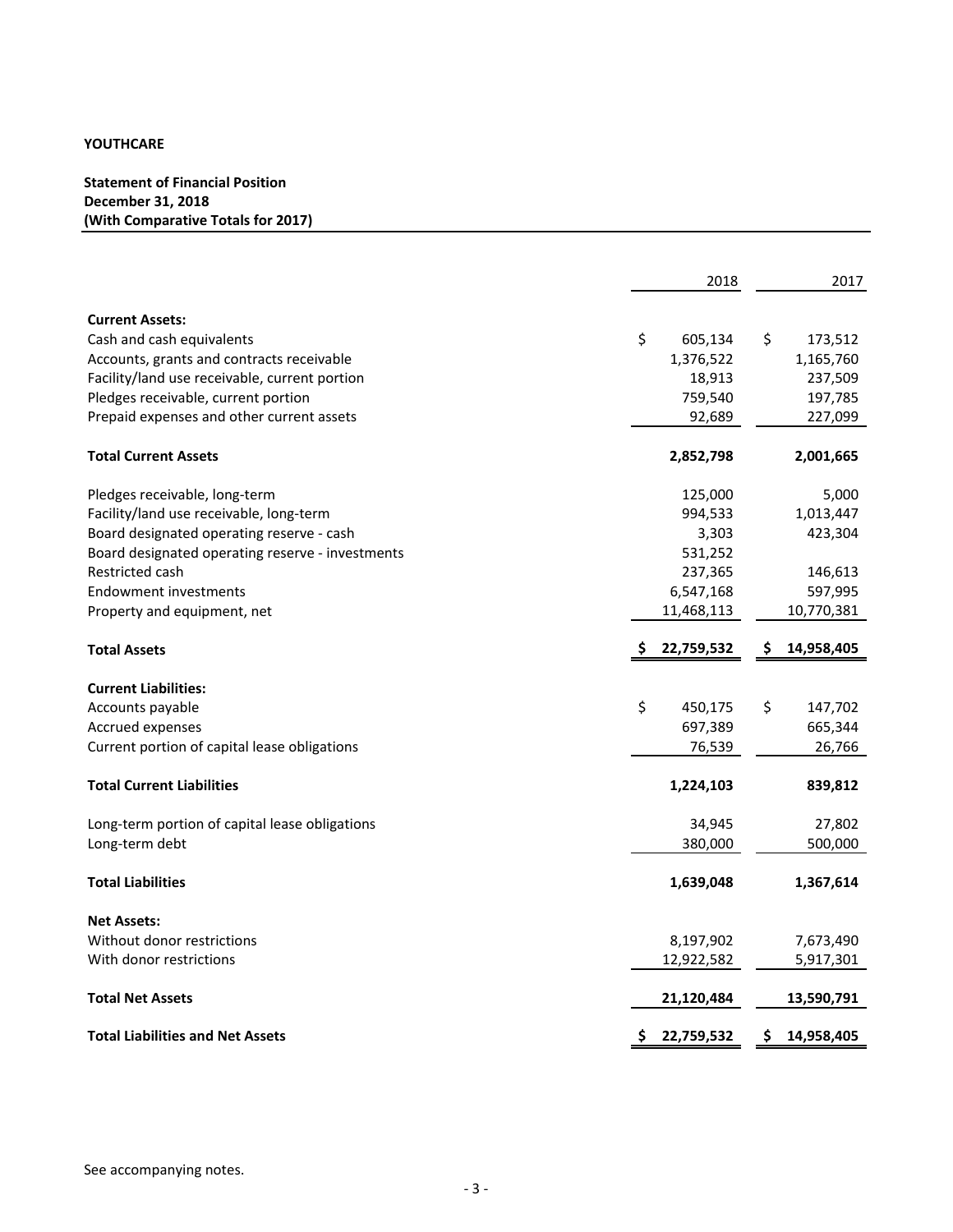**YOUTHCARE**

**Statement of Financial Position**
**December 31, 2018**
**(With Comparative Totals for 2017)**

| | 2018 | 2017 |
|---|---|---|
| **Current Assets:** | | |
| Cash and cash equivalents | $ 605,134 | $ 173,512 |
| Accounts, grants and contracts receivable | 1,376,522 | 1,165,760 |
| Facility/land use receivable, current portion | 18,913 | 237,509 |
| Pledges receivable, current portion | 759,540 | 197,785 |
| Prepaid expenses and other current assets | 92,689 | 227,099 |
| **Total Current Assets** | **2,852,798** | **2,001,665** |
| Pledges receivable, long-term | 125,000 | 5,000 |
| Facility/land use receivable, long-term | 994,533 | 1,013,447 |
| Board designated operating reserve - cash | 3,303 | 423,304 |
| Board designated operating reserve - investments | 531,252 | |
| Restricted cash | 237,365 | 146,613 |
| Endowment investments | 6,547,168 | 597,995 |
| Property and equipment, net | 11,468,113 | 10,770,381 |
| **Total Assets** | **$ 22,759,532** | **$ 14,958,405** |
| **Current Liabilities:** | | |
| Accounts payable | $ 450,175 | $ 147,702 |
| Accrued expenses | 697,389 | 665,344 |
| Current portion of capital lease obligations | 76,539 | 26,766 |
| **Total Current Liabilities** | **1,224,103** | **839,812** |
| Long-term portion of capital lease obligations | 34,945 | 27,802 |
| Long-term debt | 380,000 | 500,000 |
| **Total Liabilities** | **1,639,048** | **1,367,614** |
| **Net Assets:** | | |
| Without donor restrictions | 8,197,902 | 7,673,490 |
| With donor restrictions | 12,922,582 | 5,917,301 |
| **Total Net Assets** | **21,120,484** | **13,590,791** |
| **Total Liabilities and Net Assets** | **$ 22,759,532** | **$ 14,958,405** |

See accompanying notes.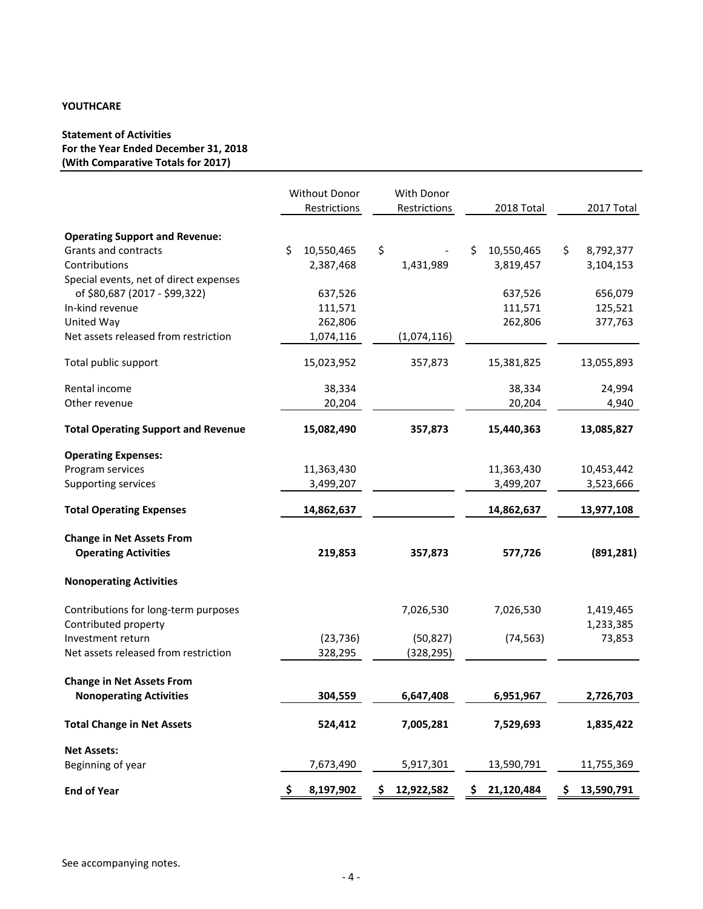**YOUTHCARE**

**Statement of Activities**
**For the Year Ended December 31, 2018**
**(With Comparative Totals for 2017)**

| | Without Donor Restrictions | With Donor Restrictions | 2018 Total | 2017 Total |
|---|---|---|---|---|
| **Operating Support and Revenue:** | | | | |
| Grants and contracts | $ 10,550,465 | $ - | $ 10,550,465 | $ 8,792,377 |
| Contributions | 2,387,468 | 1,431,989 | 3,819,457 | 3,104,153 |
| Special events, net of direct expenses of $80,687 (2017 - $99,322) | 637,526 | | 637,526 | 656,079 |
| In-kind revenue | 111,571 | | 111,571 | 125,521 |
| United Way | 262,806 | | 262,806 | 377,763 |
| Net assets released from restriction | 1,074,116 | (1,074,116) | | |
| Total public support | 15,023,952 | 357,873 | 15,381,825 | 13,055,893 |
| Rental income | 38,334 | | 38,334 | 24,994 |
| Other revenue | 20,204 | | 20,204 | 4,940 |
| **Total Operating Support and Revenue** | **15,082,490** | **357,873** | **15,440,363** | **13,085,827** |
| **Operating Expenses:** | | | | |
| Program services | 11,363,430 | | 11,363,430 | 10,453,442 |
| Supporting services | 3,499,207 | | 3,499,207 | 3,523,666 |
| **Total Operating Expenses** | **14,862,637** | | **14,862,637** | **13,977,108** |
| **Change in Net Assets From Operating Activities** | **219,853** | **357,873** | **577,726** | **(891,281)** |
| **Nonoperating Activities** | | | | |
| Contributions for long-term purposes | | 7,026,530 | 7,026,530 | 1,419,465 |
| Contributed property | | | | 1,233,385 |
| Investment return | (23,736) | (50,827) | (74,563) | 73,853 |
| Net assets released from restriction | 328,295 | (328,295) | | |
| **Change in Net Assets From Nonoperating Activities** | **304,559** | **6,647,408** | **6,951,967** | **2,726,703** |
| **Total Change in Net Assets** | **524,412** | **7,005,281** | **7,529,693** | **1,835,422** |
| **Net Assets:** | | | | |
| Beginning of year | 7,673,490 | 5,917,301 | 13,590,791 | 11,755,369 |
| **End of Year** | **$ 8,197,902** | **$ 12,922,582** | **$ 21,120,484** | **$ 13,590,791** |

See accompanying notes.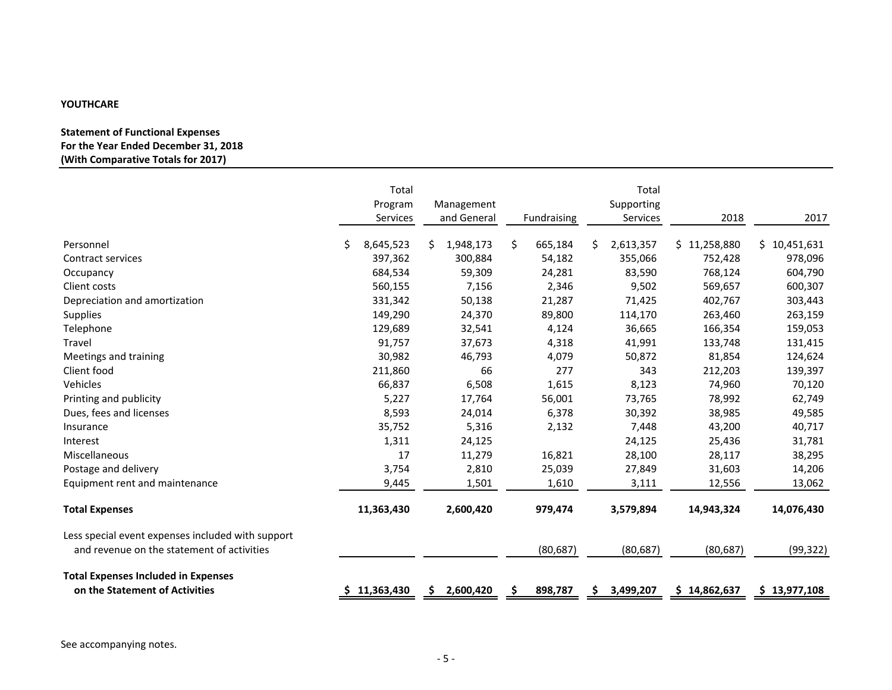**YOUTHCARE**

**Statement of Functional Expenses**
**For the Year Ended December 31, 2018**
**(With Comparative Totals for 2017)**

| | Total Program Services | Management and General | Fundraising | Total Supporting Services | 2018 | 2017 |
|---|---|---|---|---|---|---|
| Personnel | $ 8,645,523 | $ 1,948,173 | $ 665,184 | $ 2,613,357 | $ 11,258,880 | $ 10,451,631 |
| Contract services | 397,362 | 300,884 | 54,182 | 355,066 | 752,428 | 978,096 |
| Occupancy | 684,534 | 59,309 | 24,281 | 83,590 | 768,124 | 604,790 |
| Client costs | 560,155 | 7,156 | 2,346 | 9,502 | 569,657 | 600,307 |
| Depreciation and amortization | 331,342 | 50,138 | 21,287 | 71,425 | 402,767 | 303,443 |
| Supplies | 149,290 | 24,370 | 89,800 | 114,170 | 263,460 | 263,159 |
| Telephone | 129,689 | 32,541 | 4,124 | 36,665 | 166,354 | 159,053 |
| Travel | 91,757 | 37,673 | 4,318 | 41,991 | 133,748 | 131,415 |
| Meetings and training | 30,982 | 46,793 | 4,079 | 50,872 | 81,854 | 124,624 |
| Client food | 211,860 | 66 | 277 | 343 | 212,203 | 139,397 |
| Vehicles | 66,837 | 6,508 | 1,615 | 8,123 | 74,960 | 70,120 |
| Printing and publicity | 5,227 | 17,764 | 56,001 | 73,765 | 78,992 | 62,749 |
| Dues, fees and licenses | 8,593 | 24,014 | 6,378 | 30,392 | 38,985 | 49,585 |
| Insurance | 35,752 | 5,316 | 2,132 | 7,448 | 43,200 | 40,717 |
| Interest | 1,311 | 24,125 | | 24,125 | 25,436 | 31,781 |
| Miscellaneous | 17 | 11,279 | 16,821 | 28,100 | 28,117 | 38,295 |
| Postage and delivery | 3,754 | 2,810 | 25,039 | 27,849 | 31,603 | 14,206 |
| Equipment rent and maintenance | 9,445 | 1,501 | 1,610 | 3,111 | 12,556 | 13,062 |
| **Total Expenses** | **11,363,430** | **2,600,420** | **979,474** | **3,579,894** | **14,943,324** | **14,076,430** |
| Less special event expenses included with support and revenue on the statement of activities | | | (80,687) | (80,687) | (80,687) | (99,322) |
| **Total Expenses Included in Expenses on the Statement of Activities** | **$ 11,363,430** | **$ 2,600,420** | **$ 898,787** | **$ 3,499,207** | **$ 14,862,637** | **$ 13,977,108** |

See accompanying notes.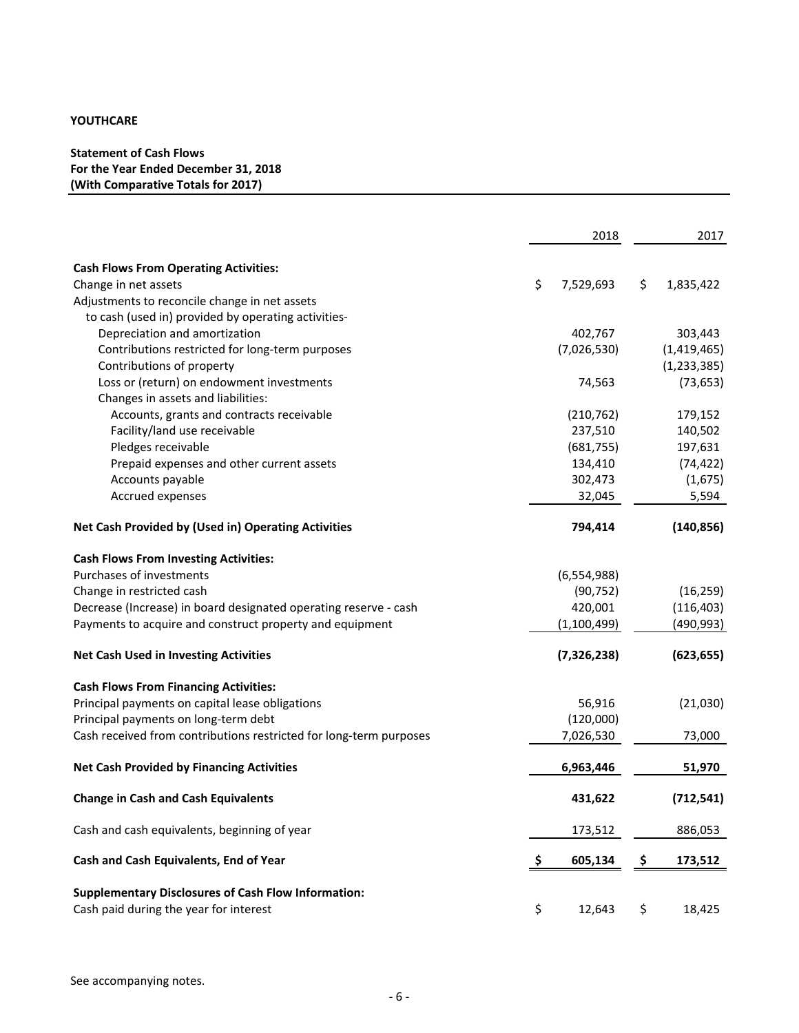**YOUTHCARE**

**Statement of Cash Flows**
**For the Year Ended December 31, 2018**
**(With Comparative Totals for 2017)**

| | 2018 | 2017 |
|---|---|---|
| **Cash Flows From Operating Activities:** | | |
| Change in net assets | $ 7,529,693 | $ 1,835,422 |
| Adjustments to reconcile change in net assets to cash (used in) provided by operating activities- | | |
| Depreciation and amortization | 402,767 | 303,443 |
| Contributions restricted for long-term purposes | (7,026,530) | (1,419,465) |
| Contributions of property | | (1,233,385) |
| Loss or (return) on endowment investments | 74,563 | (73,653) |
| Changes in assets and liabilities: | | |
| Accounts, grants and contracts receivable | (210,762) | 179,152 |
| Facility/land use receivable | 237,510 | 140,502 |
| Pledges receivable | (681,755) | 197,631 |
| Prepaid expenses and other current assets | 134,410 | (74,422) |
| Accounts payable | 302,473 | (1,675) |
| Accrued expenses | 32,045 | 5,594 |
| **Net Cash Provided by (Used in) Operating Activities** | **794,414** | **(140,856)** |
| **Cash Flows From Investing Activities:** | | |
| Purchases of investments | (6,554,988) | |
| Change in restricted cash | (90,752) | (16,259) |
| Decrease (Increase) in board designated operating reserve - cash | 420,001 | (116,403) |
| Payments to acquire and construct property and equipment | (1,100,499) | (490,993) |
| **Net Cash Used in Investing Activities** | **(7,326,238)** | **(623,655)** |
| **Cash Flows From Financing Activities:** | | |
| Principal payments on capital lease obligations | 56,916 | (21,030) |
| Principal payments on long-term debt | (120,000) | |
| Cash received from contributions restricted for long-term purposes | 7,026,530 | 73,000 |
| **Net Cash Provided by Financing Activities** | **6,963,446** | **51,970** |
| **Change in Cash and Cash Equivalents** | **431,622** | **(712,541)** |
| Cash and cash equivalents, beginning of year | 173,512 | 886,053 |
| **Cash and Cash Equivalents, End of Year** | **$ 605,134** | **$ 173,512** |
| **Supplementary Disclosures of Cash Flow Information:** | | |
| Cash paid during the year for interest | $ 12,643 | $ 18,425 |

See accompanying notes.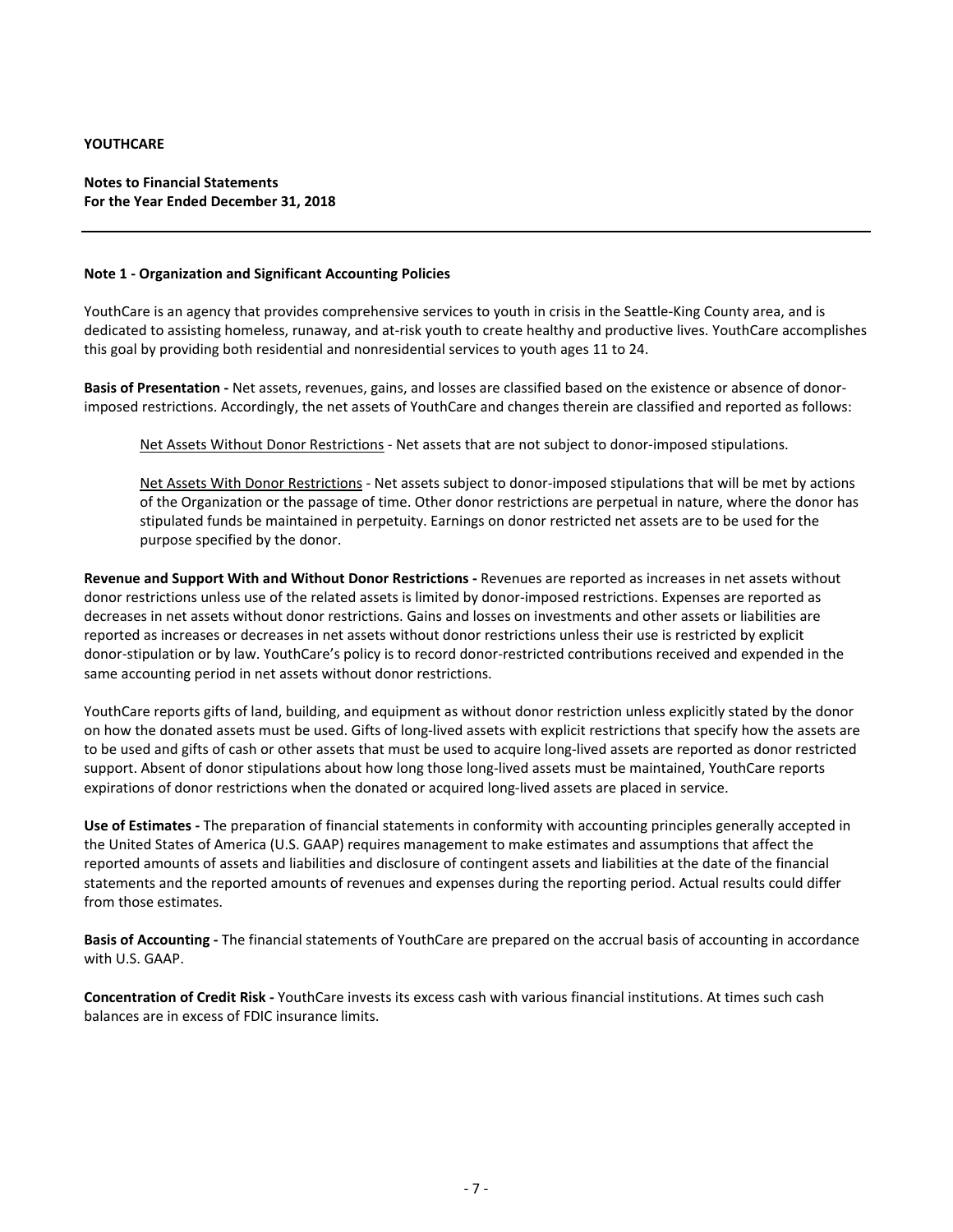**YOUTHCARE**

**Notes to Financial Statements**
**For the Year Ended December 31, 2018**

---

**Note 1 - Organization and Significant Accounting Policies**

YouthCare is an agency that provides comprehensive services to youth in crisis in the Seattle-King County area, and is dedicated to assisting homeless, runaway, and at-risk youth to create healthy and productive lives. YouthCare accomplishes this goal by providing both residential and nonresidential services to youth ages 11 to 24.

**Basis of Presentation -** Net assets, revenues, gains, and losses are classified based on the existence or absence of donor-imposed restrictions. Accordingly, the net assets of YouthCare and changes therein are classified and reported as follows:

> Net Assets Without Donor Restrictions - Net assets that are not subject to donor-imposed stipulations.
>
> Net Assets With Donor Restrictions - Net assets subject to donor-imposed stipulations that will be met by actions of the Organization or the passage of time. Other donor restrictions are perpetual in nature, where the donor has stipulated funds be maintained in perpetuity. Earnings on donor restricted net assets are to be used for the purpose specified by the donor.

**Revenue and Support With and Without Donor Restrictions -** Revenues are reported as increases in net assets without donor restrictions unless use of the related assets is limited by donor-imposed restrictions. Expenses are reported as decreases in net assets without donor restrictions. Gains and losses on investments and other assets or liabilities are reported as increases or decreases in net assets without donor restrictions unless their use is restricted by explicit donor-stipulation or by law. YouthCare's policy is to record donor-restricted contributions received and expended in the same accounting period in net assets without donor restrictions.

YouthCare reports gifts of land, building, and equipment as without donor restriction unless explicitly stated by the donor on how the donated assets must be used. Gifts of long-lived assets with explicit restrictions that specify how the assets are to be used and gifts of cash or other assets that must be used to acquire long-lived assets are reported as donor restricted support. Absent of donor stipulations about how long those long-lived assets must be maintained, YouthCare reports expirations of donor restrictions when the donated or acquired long-lived assets are placed in service.

**Use of Estimates -** The preparation of financial statements in conformity with accounting principles generally accepted in the United States of America (U.S. GAAP) requires management to make estimates and assumptions that affect the reported amounts of assets and liabilities and disclosure of contingent assets and liabilities at the date of the financial statements and the reported amounts of revenues and expenses during the reporting period. Actual results could differ from those estimates.

**Basis of Accounting -** The financial statements of YouthCare are prepared on the accrual basis of accounting in accordance with U.S. GAAP.

**Concentration of Credit Risk -** YouthCare invests its excess cash with various financial institutions. At times such cash balances are in excess of FDIC insurance limits.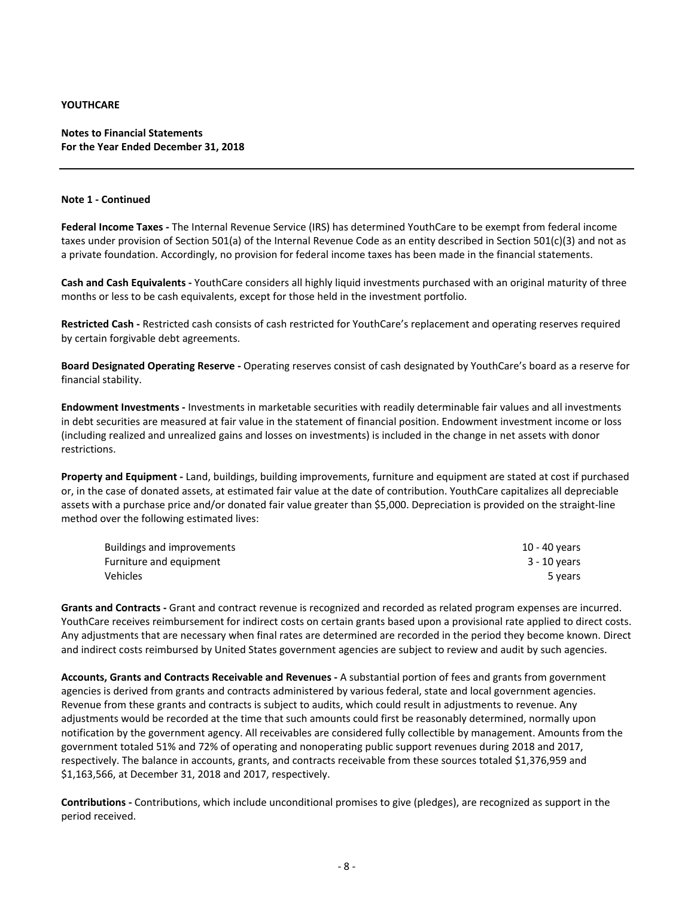**YOUTHCARE**

**Notes to Financial Statements**
**For the Year Ended December 31, 2018**

---

**Note 1 - Continued**

**Federal Income Taxes -** The Internal Revenue Service (IRS) has determined YouthCare to be exempt from federal income taxes under provision of Section 501(a) of the Internal Revenue Code as an entity described in Section 501(c)(3) and not as a private foundation. Accordingly, no provision for federal income taxes has been made in the financial statements.

**Cash and Cash Equivalents -** YouthCare considers all highly liquid investments purchased with an original maturity of three months or less to be cash equivalents, except for those held in the investment portfolio.

**Restricted Cash -** Restricted cash consists of cash restricted for YouthCare's replacement and operating reserves required by certain forgivable debt agreements.

**Board Designated Operating Reserve -** Operating reserves consist of cash designated by YouthCare's board as a reserve for financial stability.

**Endowment Investments -** Investments in marketable securities with readily determinable fair values and all investments in debt securities are measured at fair value in the statement of financial position. Endowment investment income or loss (including realized and unrealized gains and losses on investments) is included in the change in net assets with donor restrictions.

**Property and Equipment -** Land, buildings, building improvements, furniture and equipment are stated at cost if purchased or, in the case of donated assets, at estimated fair value at the date of contribution. YouthCare capitalizes all depreciable assets with a purchase price and/or donated fair value greater than $5,000. Depreciation is provided on the straight-line method over the following estimated lives:

| | |
|---|---|
| Buildings and improvements | 10 - 40 years |
| Furniture and equipment | 3 - 10 years |
| Vehicles | 5 years |

**Grants and Contracts -** Grant and contract revenue is recognized and recorded as related program expenses are incurred. YouthCare receives reimbursement for indirect costs on certain grants based upon a provisional rate applied to direct costs. Any adjustments that are necessary when final rates are determined are recorded in the period they become known. Direct and indirect costs reimbursed by United States government agencies are subject to review and audit by such agencies.

**Accounts, Grants and Contracts Receivable and Revenues -** A substantial portion of fees and grants from government agencies is derived from grants and contracts administered by various federal, state and local government agencies. Revenue from these grants and contracts is subject to audits, which could result in adjustments to revenue. Any adjustments would be recorded at the time that such amounts could first be reasonably determined, normally upon notification by the government agency. All receivables are considered fully collectible by management. Amounts from the government totaled 51% and 72% of operating and nonoperating public support revenues during 2018 and 2017, respectively. The balance in accounts, grants, and contracts receivable from these sources totaled $1,376,959 and $1,163,566, at December 31, 2018 and 2017, respectively.

**Contributions -** Contributions, which include unconditional promises to give (pledges), are recognized as support in the period received.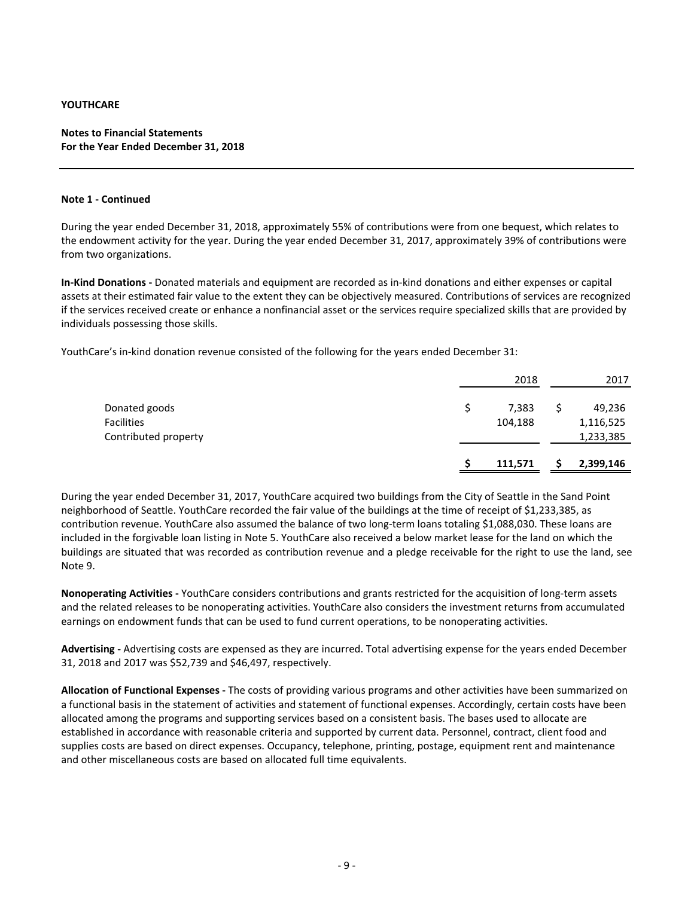**YOUTHCARE**

**Notes to Financial Statements**
**For the Year Ended December 31, 2018**

**Note 1 - Continued**

During the year ended December 31, 2018, approximately 55% of contributions were from one bequest, which relates to the endowment activity for the year. During the year ended December 31, 2017, approximately 39% of contributions were from two organizations.

**In-Kind Donations -** Donated materials and equipment are recorded as in-kind donations and either expenses or capital assets at their estimated fair value to the extent they can be objectively measured. Contributions of services are recognized if the services received create or enhance a nonfinancial asset or the services require specialized skills that are provided by individuals possessing those skills.

YouthCare's in-kind donation revenue consisted of the following for the years ended December 31:

| | 2018 | 2017 |
|---|---|---|
| Donated goods | $ 7,383 | $ 49,236 |
| Facilities | 104,188 | 1,116,525 |
| Contributed property | | 1,233,385 |
| | **$ 111,571** | **$ 2,399,146** |

During the year ended December 31, 2017, YouthCare acquired two buildings from the City of Seattle in the Sand Point neighborhood of Seattle. YouthCare recorded the fair value of the buildings at the time of receipt of $1,233,385, as contribution revenue. YouthCare also assumed the balance of two long-term loans totaling $1,088,030. These loans are included in the forgivable loan listing in Note 5. YouthCare also received a below market lease for the land on which the buildings are situated that was recorded as contribution revenue and a pledge receivable for the right to use the land, see Note 9.

**Nonoperating Activities -** YouthCare considers contributions and grants restricted for the acquisition of long-term assets and the related releases to be nonoperating activities. YouthCare also considers the investment returns from accumulated earnings on endowment funds that can be used to fund current operations, to be nonoperating activities.

**Advertising -** Advertising costs are expensed as they are incurred. Total advertising expense for the years ended December 31, 2018 and 2017 was $52,739 and $46,497, respectively.

**Allocation of Functional Expenses -** The costs of providing various programs and other activities have been summarized on a functional basis in the statement of activities and statement of functional expenses. Accordingly, certain costs have been allocated among the programs and supporting services based on a consistent basis. The bases used to allocate are established in accordance with reasonable criteria and supported by current data. Personnel, contract, client food and supplies costs are based on direct expenses. Occupancy, telephone, printing, postage, equipment rent and maintenance and other miscellaneous costs are based on allocated full time equivalents.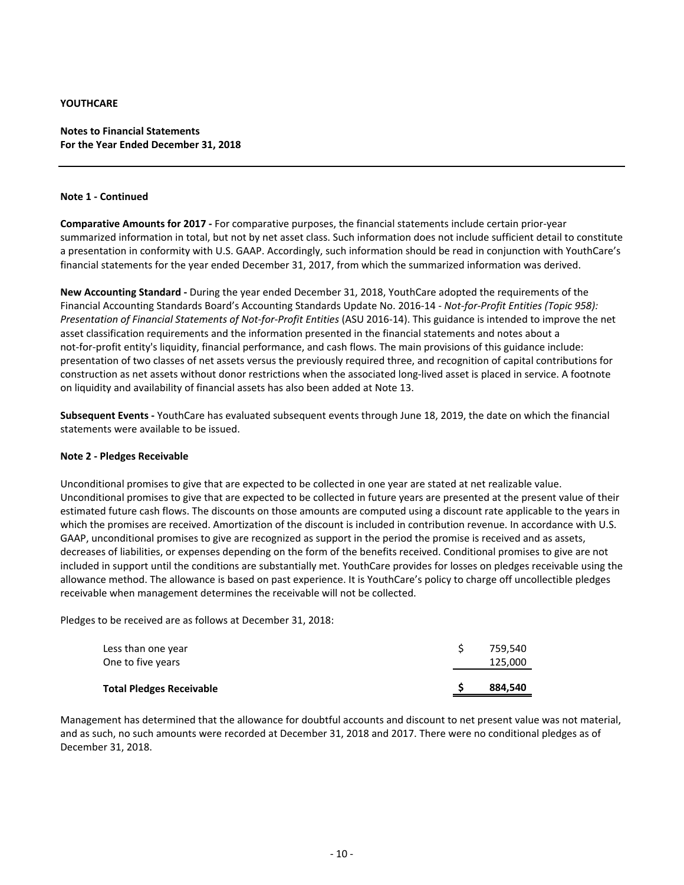**YOUTHCARE**

**Notes to Financial Statements**
**For the Year Ended December 31, 2018**

**Note 1 - Continued**

**Comparative Amounts for 2017 -** For comparative purposes, the financial statements include certain prior-year summarized information in total, but not by net asset class. Such information does not include sufficient detail to constitute a presentation in conformity with U.S. GAAP. Accordingly, such information should be read in conjunction with YouthCare's financial statements for the year ended December 31, 2017, from which the summarized information was derived.

**New Accounting Standard -** During the year ended December 31, 2018, YouthCare adopted the requirements of the Financial Accounting Standards Board's Accounting Standards Update No. 2016-14 - *Not-for-Profit Entities (Topic 958): Presentation of Financial Statements of Not-for-Profit Entities* (ASU 2016-14). This guidance is intended to improve the net asset classification requirements and the information presented in the financial statements and notes about a not-for-profit entity's liquidity, financial performance, and cash flows. The main provisions of this guidance include: presentation of two classes of net assets versus the previously required three, and recognition of capital contributions for construction as net assets without donor restrictions when the associated long-lived asset is placed in service. A footnote on liquidity and availability of financial assets has also been added at Note 13.

**Subsequent Events -** YouthCare has evaluated subsequent events through June 18, 2019, the date on which the financial statements were available to be issued.

**Note 2 - Pledges Receivable**

Unconditional promises to give that are expected to be collected in one year are stated at net realizable value. Unconditional promises to give that are expected to be collected in future years are presented at the present value of their estimated future cash flows. The discounts on those amounts are computed using a discount rate applicable to the years in which the promises are received. Amortization of the discount is included in contribution revenue. In accordance with U.S. GAAP, unconditional promises to give are recognized as support in the period the promise is received and as assets, decreases of liabilities, or expenses depending on the form of the benefits received. Conditional promises to give are not included in support until the conditions are substantially met. YouthCare provides for losses on pledges receivable using the allowance method. The allowance is based on past experience. It is YouthCare's policy to charge off uncollectible pledges receivable when management determines the receivable will not be collected.

Pledges to be received are as follows at December 31, 2018:

| | |
|---|---|
| Less than one year | $ 759,540 |
| One to five years | 125,000 |
| **Total Pledges Receivable** | **$ 884,540** |

Management has determined that the allowance for doubtful accounts and discount to net present value was not material, and as such, no such amounts were recorded at December 31, 2018 and 2017. There were no conditional pledges as of December 31, 2018.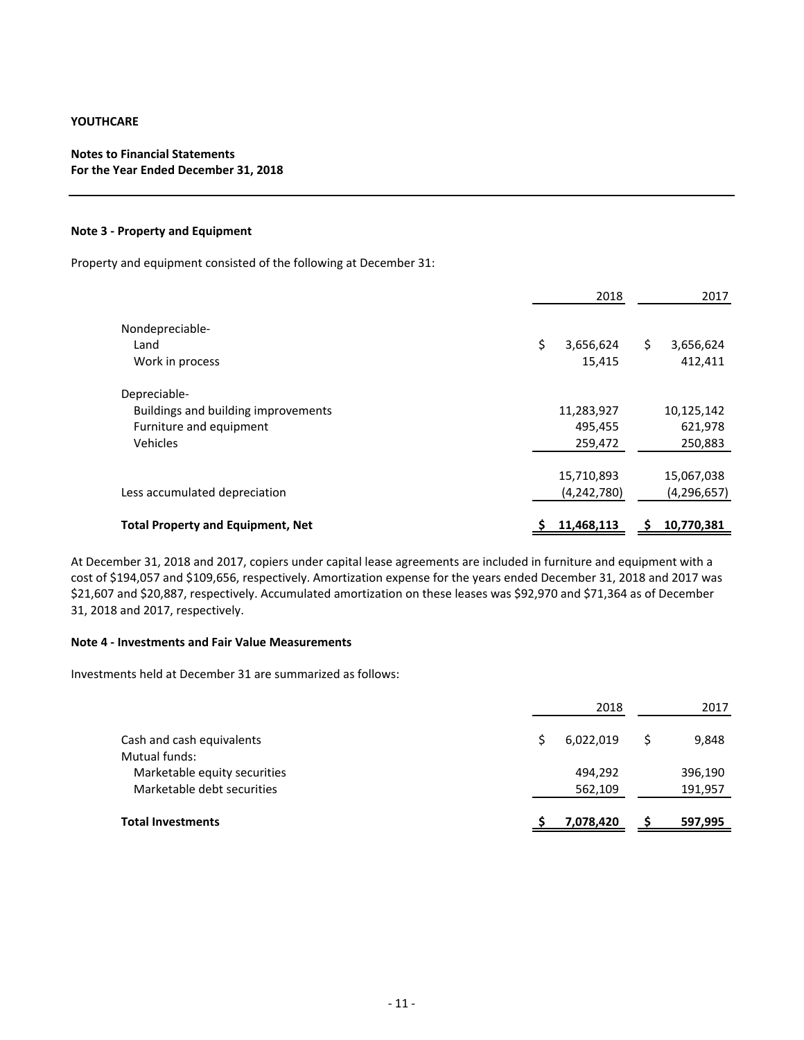**YOUTHCARE**

**Notes to Financial Statements**
**For the Year Ended December 31, 2018**

---

**Note 3 - Property and Equipment**

Property and equipment consisted of the following at December 31:

| | 2018 | 2017 |
|---|---|---|
| Nondepreciable- | | |
| Land | $ 3,656,624 | $ 3,656,624 |
| Work in process | 15,415 | 412,411 |
| Depreciable- | | |
| Buildings and building improvements | 11,283,927 | 10,125,142 |
| Furniture and equipment | 495,455 | 621,978 |
| Vehicles | 259,472 | 250,883 |
| | 15,710,893 | 15,067,038 |
| Less accumulated depreciation | (4,242,780) | (4,296,657) |
| **Total Property and Equipment, Net** | **$ 11,468,113** | **$ 10,770,381** |

At December 31, 2018 and 2017, copiers under capital lease agreements are included in furniture and equipment with a cost of $194,057 and $109,656, respectively. Amortization expense for the years ended December 31, 2018 and 2017 was $21,607 and $20,887, respectively. Accumulated amortization on these leases was $92,970 and $71,364 as of December 31, 2018 and 2017, respectively.

**Note 4 - Investments and Fair Value Measurements**

Investments held at December 31 are summarized as follows:

| | 2018 | 2017 |
|---|---|---|
| Cash and cash equivalents | $ 6,022,019 | $ 9,848 |
| Mutual funds: | | |
| Marketable equity securities | 494,292 | 396,190 |
| Marketable debt securities | 562,109 | 191,957 |
| **Total Investments** | **$ 7,078,420** | **$ 597,995** |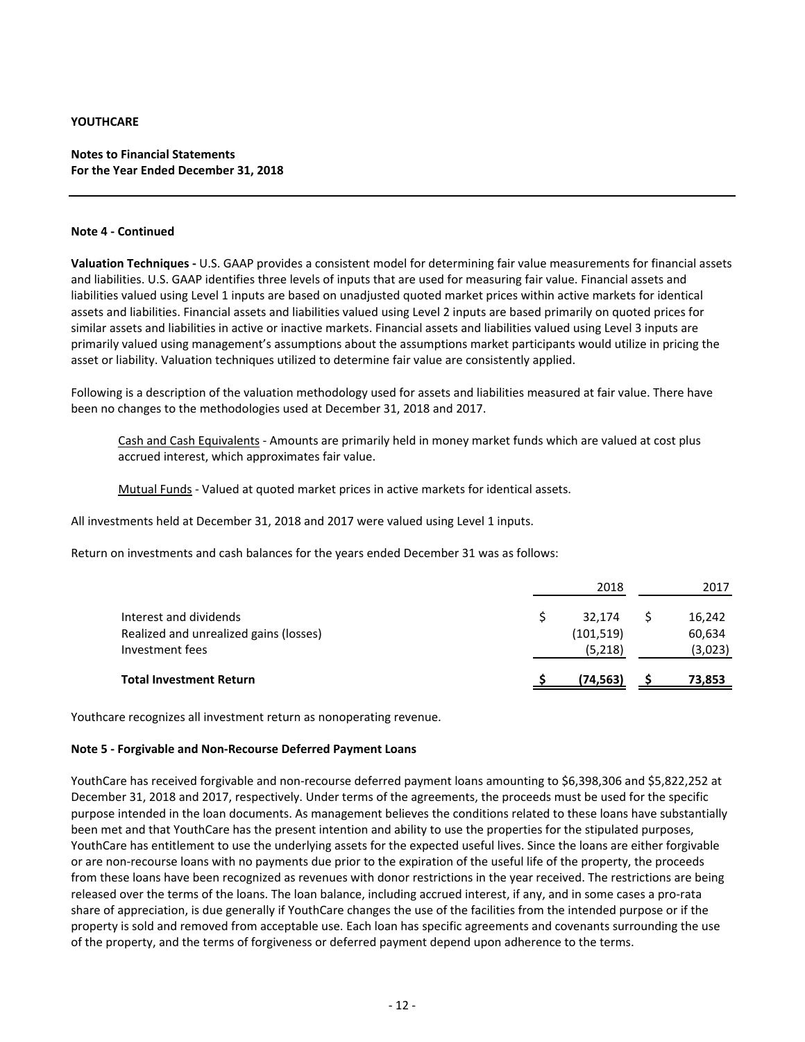**YOUTHCARE**

**Notes to Financial Statements**
**For the Year Ended December 31, 2018**

**Note 4 - Continued**

**Valuation Techniques -** U.S. GAAP provides a consistent model for determining fair value measurements for financial assets and liabilities. U.S. GAAP identifies three levels of inputs that are used for measuring fair value. Financial assets and liabilities valued using Level 1 inputs are based on unadjusted quoted market prices within active markets for identical assets and liabilities. Financial assets and liabilities valued using Level 2 inputs are based primarily on quoted prices for similar assets and liabilities in active or inactive markets. Financial assets and liabilities valued using Level 3 inputs are primarily valued using management's assumptions about the assumptions market participants would utilize in pricing the asset or liability. Valuation techniques utilized to determine fair value are consistently applied.

Following is a description of the valuation methodology used for assets and liabilities measured at fair value. There have been no changes to the methodologies used at December 31, 2018 and 2017.

Cash and Cash Equivalents - Amounts are primarily held in money market funds which are valued at cost plus accrued interest, which approximates fair value.

Mutual Funds - Valued at quoted market prices in active markets for identical assets.

All investments held at December 31, 2018 and 2017 were valued using Level 1 inputs.

Return on investments and cash balances for the years ended December 31 was as follows:

| | 2018 | 2017 |
|---|---|---|
| Interest and dividends | $ 32,174 | $ 16,242 |
| Realized and unrealized gains (losses) | (101,519) | 60,634 |
| Investment fees | (5,218) | (3,023) |
| **Total Investment Return** | **$ (74,563)** | **$ 73,853** |

Youthcare recognizes all investment return as nonoperating revenue.

**Note 5 - Forgivable and Non-Recourse Deferred Payment Loans**

YouthCare has received forgivable and non-recourse deferred payment loans amounting to $6,398,306 and $5,822,252 at December 31, 2018 and 2017, respectively. Under terms of the agreements, the proceeds must be used for the specific purpose intended in the loan documents. As management believes the conditions related to these loans have substantially been met and that YouthCare has the present intention and ability to use the properties for the stipulated purposes, YouthCare has entitlement to use the underlying assets for the expected useful lives. Since the loans are either forgivable or are non-recourse loans with no payments due prior to the expiration of the useful life of the property, the proceeds from these loans have been recognized as revenues with donor restrictions in the year received. The restrictions are being released over the terms of the loans. The loan balance, including accrued interest, if any, and in some cases a pro-rata share of appreciation, is due generally if YouthCare changes the use of the facilities from the intended purpose or if the property is sold and removed from acceptable use. Each loan has specific agreements and covenants surrounding the use of the property, and the terms of forgiveness or deferred payment depend upon adherence to the terms.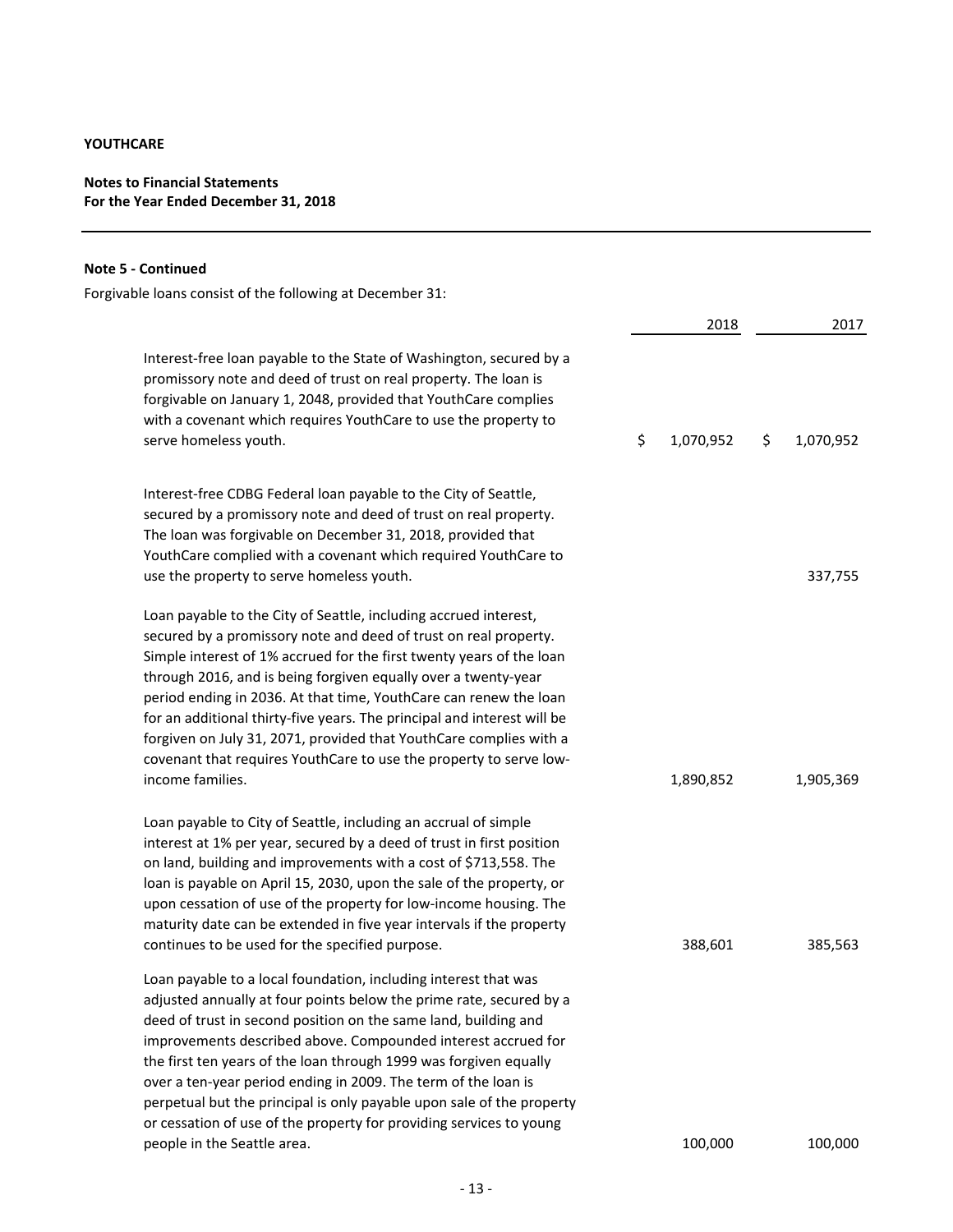**YOUTHCARE**

**Notes to Financial Statements**
**For the Year Ended December 31, 2018**

**Note 5 - Continued**

Forgivable loans consist of the following at December 31:

| | 2018 | 2017 |
|---|---|---|
| Interest-free loan payable to the State of Washington, secured by a promissory note and deed of trust on real property. The loan is forgivable on January 1, 2048, provided that YouthCare complies with a covenant which requires YouthCare to use the property to serve homeless youth. | $ 1,070,952 | $ 1,070,952 |
| Interest-free CDBG Federal loan payable to the City of Seattle, secured by a promissory note and deed of trust on real property. The loan was forgivable on December 31, 2018, provided that YouthCare complied with a covenant which required YouthCare to use the property to serve homeless youth. | | 337,755 |
| Loan payable to the City of Seattle, including accrued interest, secured by a promissory note and deed of trust on real property. Simple interest of 1% accrued for the first twenty years of the loan through 2016, and is being forgiven equally over a twenty-year period ending in 2036. At that time, YouthCare can renew the loan for an additional thirty-five years. The principal and interest will be forgiven on July 31, 2071, provided that YouthCare complies with a covenant that requires YouthCare to use the property to serve low-income families. | 1,890,852 | 1,905,369 |
| Loan payable to City of Seattle, including an accrual of simple interest at 1% per year, secured by a deed of trust in first position on land, building and improvements with a cost of $713,558. The loan is payable on April 15, 2030, upon the sale of the property, or upon cessation of use of the property for low-income housing. The maturity date can be extended in five year intervals if the property continues to be used for the specified purpose. | 388,601 | 385,563 |
| Loan payable to a local foundation, including interest that was adjusted annually at four points below the prime rate, secured by a deed of trust in second position on the same land, building and improvements described above. Compounded interest accrued for the first ten years of the loan through 1999 was forgiven equally over a ten-year period ending in 2009. The term of the loan is perpetual but the principal is only payable upon sale of the property or cessation of use of the property for providing services to young people in the Seattle area. | 100,000 | 100,000 |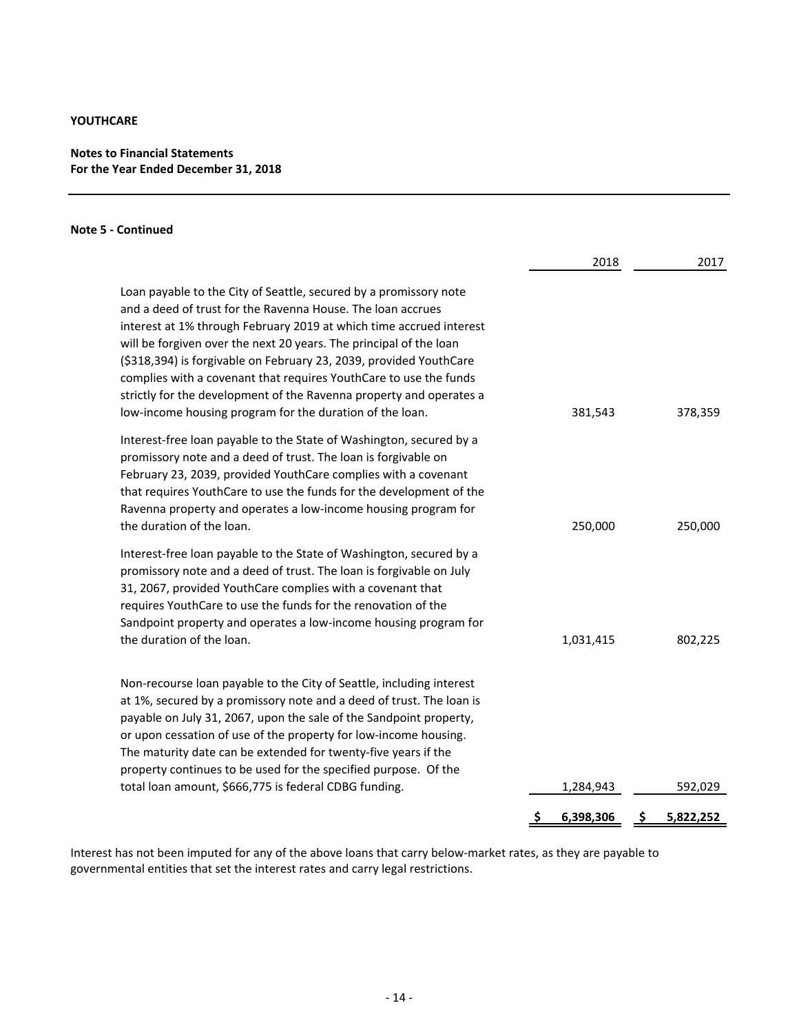**YOUTHCARE**

**Notes to Financial Statements**
**For the Year Ended December 31, 2018**

**Note 5 - Continued**

| | 2018 | 2017 |
|---|---|---|
| Loan payable to the City of Seattle, secured by a promissory note and a deed of trust for the Ravenna House. The loan accrues interest at 1% through February 2019 at which time accrued interest will be forgiven over the next 20 years. The principal of the loan ($318,394) is forgivable on February 23, 2039, provided YouthCare complies with a covenant that requires YouthCare to use the funds strictly for the development of the Ravenna property and operates a low-income housing program for the duration of the loan. | 381,543 | 378,359 |
| Interest-free loan payable to the State of Washington, secured by a promissory note and a deed of trust. The loan is forgivable on February 23, 2039, provided YouthCare complies with a covenant that requires YouthCare to use the funds for the development of the Ravenna property and operates a low-income housing program for the duration of the loan. | 250,000 | 250,000 |
| Interest-free loan payable to the State of Washington, secured by a promissory note and a deed of trust. The loan is forgivable on July 31, 2067, provided YouthCare complies with a covenant that requires YouthCare to use the funds for the renovation of the Sandpoint property and operates a low-income housing program for the duration of the loan. | 1,031,415 | 802,225 |
| Non-recourse loan payable to the City of Seattle, including interest at 1%, secured by a promissory note and a deed of trust. The loan is payable on July 31, 2067, upon the sale of the Sandpoint property, or upon cessation of use of the property for low-income housing. The maturity date can be extended for twenty-five years if the property continues to be used for the specified purpose. Of the total loan amount, $666,775 is federal CDBG funding. | 1,284,943 | 592,029 |
| | $ 6,398,306 | $ 5,822,252 |

Interest has not been imputed for any of the above loans that carry below-market rates, as they are payable to governmental entities that set the interest rates and carry legal restrictions.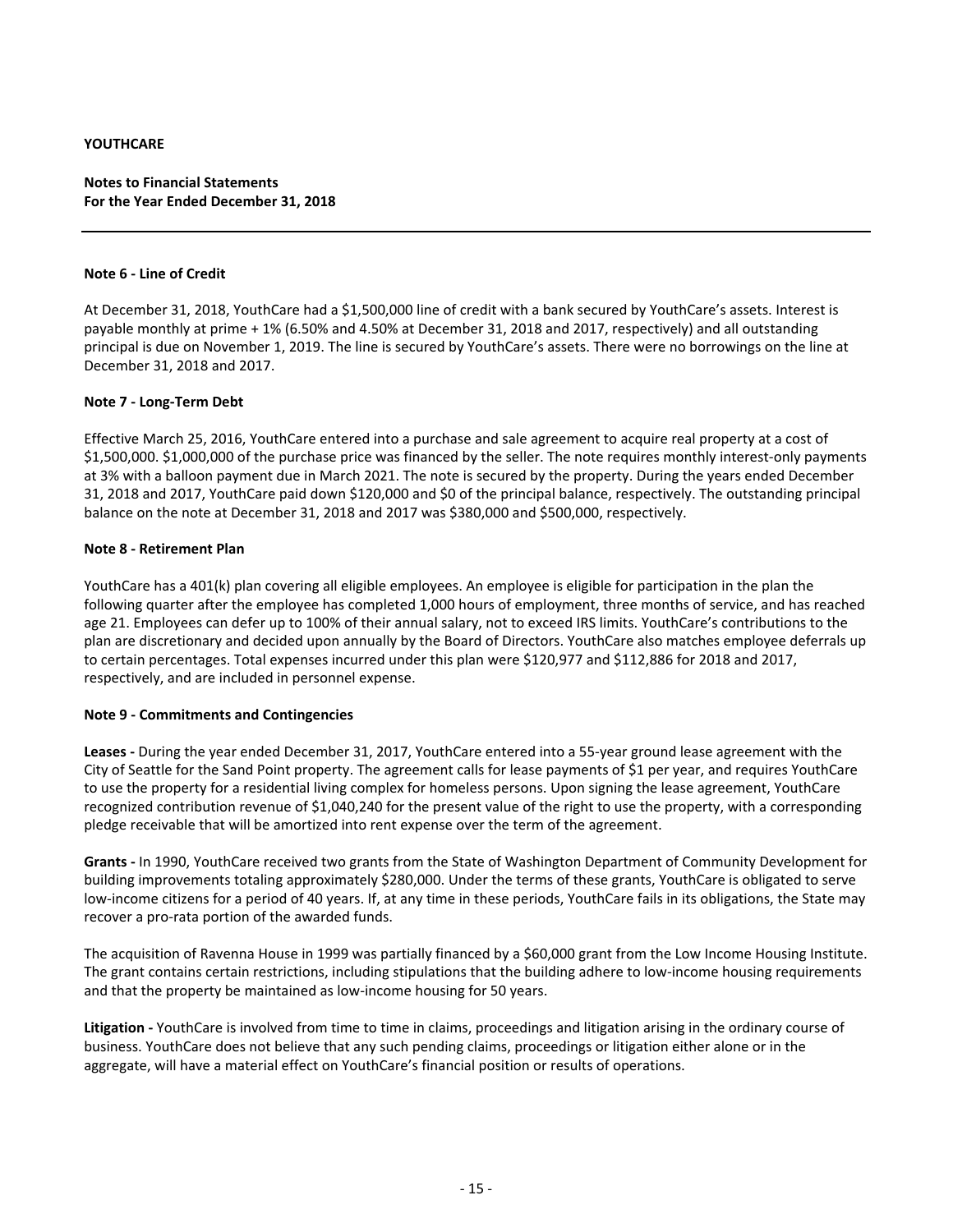**YOUTHCARE**

**Notes to Financial Statements**
**For the Year Ended December 31, 2018**

---

**Note 6 - Line of Credit**

At December 31, 2018, YouthCare had a $1,500,000 line of credit with a bank secured by YouthCare's assets. Interest is payable monthly at prime + 1% (6.50% and 4.50% at December 31, 2018 and 2017, respectively) and all outstanding principal is due on November 1, 2019. The line is secured by YouthCare's assets. There were no borrowings on the line at December 31, 2018 and 2017.

**Note 7 - Long-Term Debt**

Effective March 25, 2016, YouthCare entered into a purchase and sale agreement to acquire real property at a cost of $1,500,000. $1,000,000 of the purchase price was financed by the seller. The note requires monthly interest-only payments at 3% with a balloon payment due in March 2021. The note is secured by the property. During the years ended December 31, 2018 and 2017, YouthCare paid down $120,000 and $0 of the principal balance, respectively. The outstanding principal balance on the note at December 31, 2018 and 2017 was $380,000 and $500,000, respectively.

**Note 8 - Retirement Plan**

YouthCare has a 401(k) plan covering all eligible employees. An employee is eligible for participation in the plan the following quarter after the employee has completed 1,000 hours of employment, three months of service, and has reached age 21. Employees can defer up to 100% of their annual salary, not to exceed IRS limits. YouthCare's contributions to the plan are discretionary and decided upon annually by the Board of Directors. YouthCare also matches employee deferrals up to certain percentages. Total expenses incurred under this plan were $120,977 and $112,886 for 2018 and 2017, respectively, and are included in personnel expense.

**Note 9 - Commitments and Contingencies**

**Leases -** During the year ended December 31, 2017, YouthCare entered into a 55-year ground lease agreement with the City of Seattle for the Sand Point property. The agreement calls for lease payments of $1 per year, and requires YouthCare to use the property for a residential living complex for homeless persons. Upon signing the lease agreement, YouthCare recognized contribution revenue of $1,040,240 for the present value of the right to use the property, with a corresponding pledge receivable that will be amortized into rent expense over the term of the agreement.

**Grants -** In 1990, YouthCare received two grants from the State of Washington Department of Community Development for building improvements totaling approximately $280,000. Under the terms of these grants, YouthCare is obligated to serve low-income citizens for a period of 40 years. If, at any time in these periods, YouthCare fails in its obligations, the State may recover a pro-rata portion of the awarded funds.

The acquisition of Ravenna House in 1999 was partially financed by a $60,000 grant from the Low Income Housing Institute. The grant contains certain restrictions, including stipulations that the building adhere to low-income housing requirements and that the property be maintained as low-income housing for 50 years.

**Litigation -** YouthCare is involved from time to time in claims, proceedings and litigation arising in the ordinary course of business. YouthCare does not believe that any such pending claims, proceedings or litigation either alone or in the aggregate, will have a material effect on YouthCare's financial position or results of operations.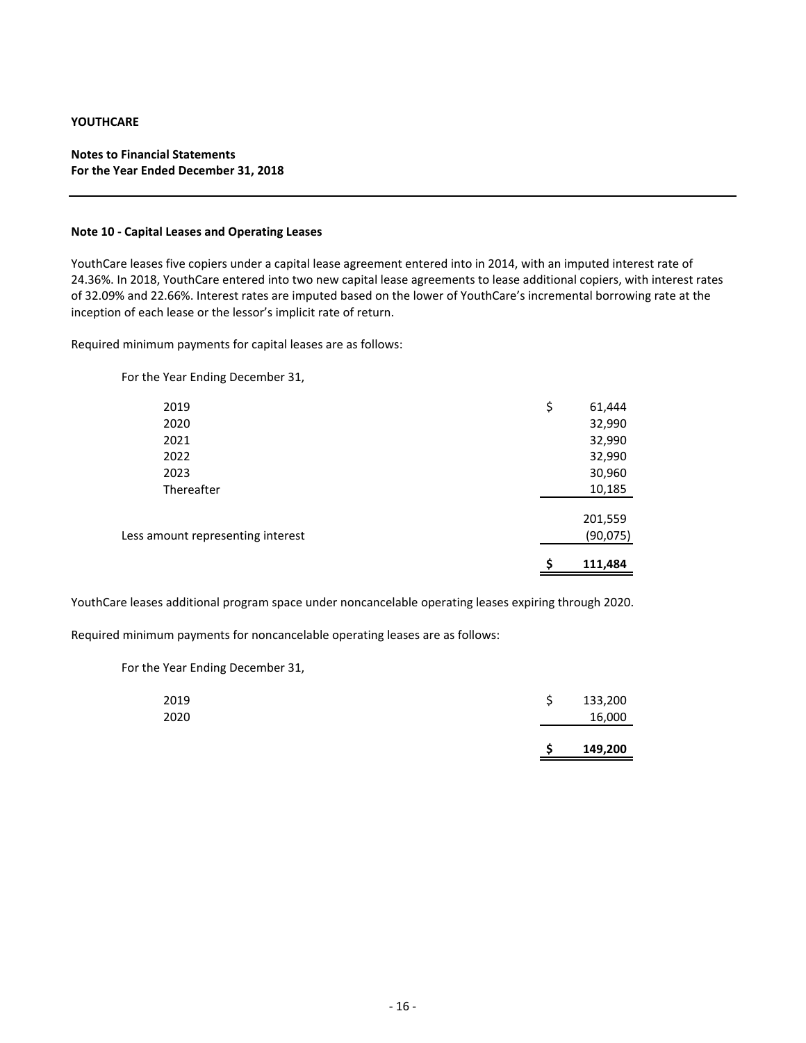**YOUTHCARE**

**Notes to Financial Statements**
**For the Year Ended December 31, 2018**

---

**Note 10 - Capital Leases and Operating Leases**

YouthCare leases five copiers under a capital lease agreement entered into in 2014, with an imputed interest rate of 24.36%. In 2018, YouthCare entered into two new capital lease agreements to lease additional copiers, with interest rates of 32.09% and 22.66%. Interest rates are imputed based on the lower of YouthCare's incremental borrowing rate at the inception of each lease or the lessor's implicit rate of return.

Required minimum payments for capital leases are as follows:

| For the Year Ending December 31, | |
|---|---|
| 2019 | $ 61,444 |
| 2020 | 32,990 |
| 2021 | 32,990 |
| 2022 | 32,990 |
| 2023 | 30,960 |
| Thereafter | 10,185 |
| | 201,559 |
| Less amount representing interest | (90,075) |
| | **$ 111,484** |

YouthCare leases additional program space under noncancelable operating leases expiring through 2020.

Required minimum payments for noncancelable operating leases are as follows:

| For the Year Ending December 31, | |
|---|---|
| 2019 | $ 133,200 |
| 2020 | 16,000 |
| | **$ 149,200** |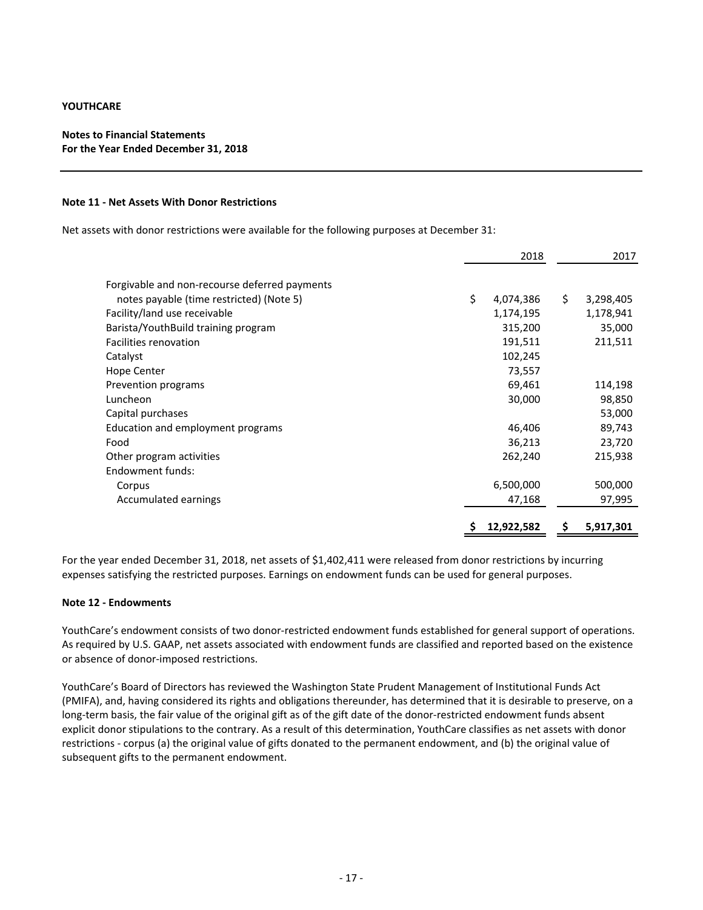**YOUTHCARE**

**Notes to Financial Statements**
**For the Year Ended December 31, 2018**

**Note 11 - Net Assets With Donor Restrictions**

Net assets with donor restrictions were available for the following purposes at December 31:

| | 2018 | 2017 |
|---|---|---|
| Forgivable and non-recourse deferred payments notes payable (time restricted) (Note 5) | $ 4,074,386 | $ 3,298,405 |
| Facility/land use receivable | 1,174,195 | 1,178,941 |
| Barista/YouthBuild training program | 315,200 | 35,000 |
| Facilities renovation | 191,511 | 211,511 |
| Catalyst | 102,245 | |
| Hope Center | 73,557 | |
| Prevention programs | 69,461 | 114,198 |
| Luncheon | 30,000 | 98,850 |
| Capital purchases | | 53,000 |
| Education and employment programs | 46,406 | 89,743 |
| Food | 36,213 | 23,720 |
| Other program activities | 262,240 | 215,938 |
| Endowment funds: | | |
| Corpus | 6,500,000 | 500,000 |
| Accumulated earnings | 47,168 | 97,995 |
| | $ 12,922,582 | $ 5,917,301 |

For the year ended December 31, 2018, net assets of $1,402,411 were released from donor restrictions by incurring expenses satisfying the restricted purposes. Earnings on endowment funds can be used for general purposes.

**Note 12 - Endowments**

YouthCare's endowment consists of two donor-restricted endowment funds established for general support of operations. As required by U.S. GAAP, net assets associated with endowment funds are classified and reported based on the existence or absence of donor-imposed restrictions.

YouthCare's Board of Directors has reviewed the Washington State Prudent Management of Institutional Funds Act (PMIFA), and, having considered its rights and obligations thereunder, has determined that it is desirable to preserve, on a long-term basis, the fair value of the original gift as of the gift date of the donor-restricted endowment funds absent explicit donor stipulations to the contrary. As a result of this determination, YouthCare classifies as net assets with donor restrictions - corpus (a) the original value of gifts donated to the permanent endowment, and (b) the original value of subsequent gifts to the permanent endowment.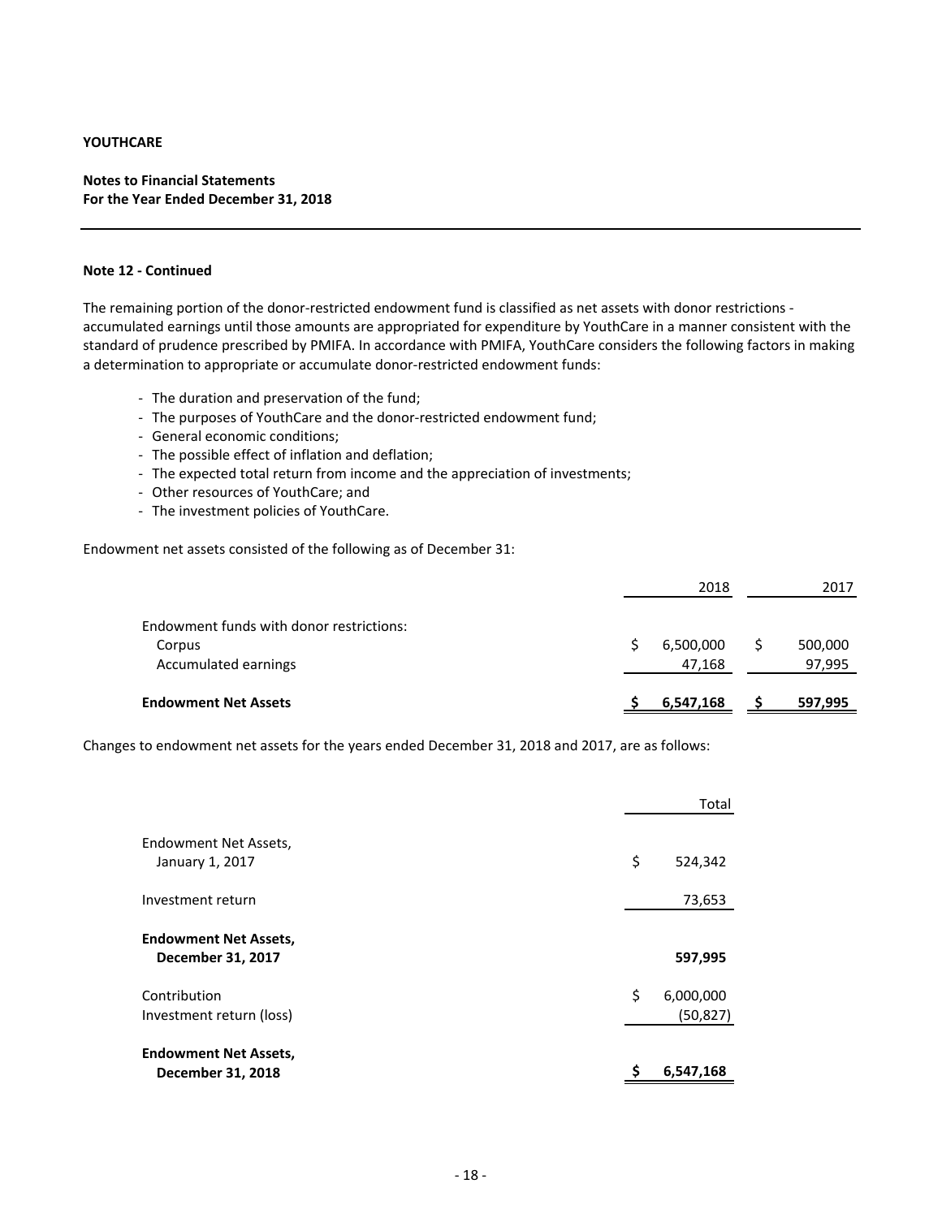**YOUTHCARE**

**Notes to Financial Statements**
**For the Year Ended December 31, 2018**

**Note 12 - Continued**

The remaining portion of the donor-restricted endowment fund is classified as net assets with donor restrictions - accumulated earnings until those amounts are appropriated for expenditure by YouthCare in a manner consistent with the standard of prudence prescribed by PMIFA. In accordance with PMIFA, YouthCare considers the following factors in making a determination to appropriate or accumulate donor-restricted endowment funds:

- The duration and preservation of the fund;
- The purposes of YouthCare and the donor-restricted endowment fund;
- General economic conditions;
- The possible effect of inflation and deflation;
- The expected total return from income and the appreciation of investments;
- Other resources of YouthCare; and
- The investment policies of YouthCare.

Endowment net assets consisted of the following as of December 31:

| | 2018 | 2017 |
|---|---|---|
| Endowment funds with donor restrictions: | | |
| Corpus | $ 6,500,000 | $ 500,000 |
| Accumulated earnings | 47,168 | 97,995 |
| **Endowment Net Assets** | **$ 6,547,168** | **$ 597,995** |

Changes to endowment net assets for the years ended December 31, 2018 and 2017, are as follows:

| | Total |
|---|---|
| Endowment Net Assets, January 1, 2017 | $ 524,342 |
| Investment return | 73,653 |
| **Endowment Net Assets, December 31, 2017** | **597,995** |
| Contribution | $ 6,000,000 |
| Investment return (loss) | (50,827) |
| **Endowment Net Assets, December 31, 2018** | **$ 6,547,168** |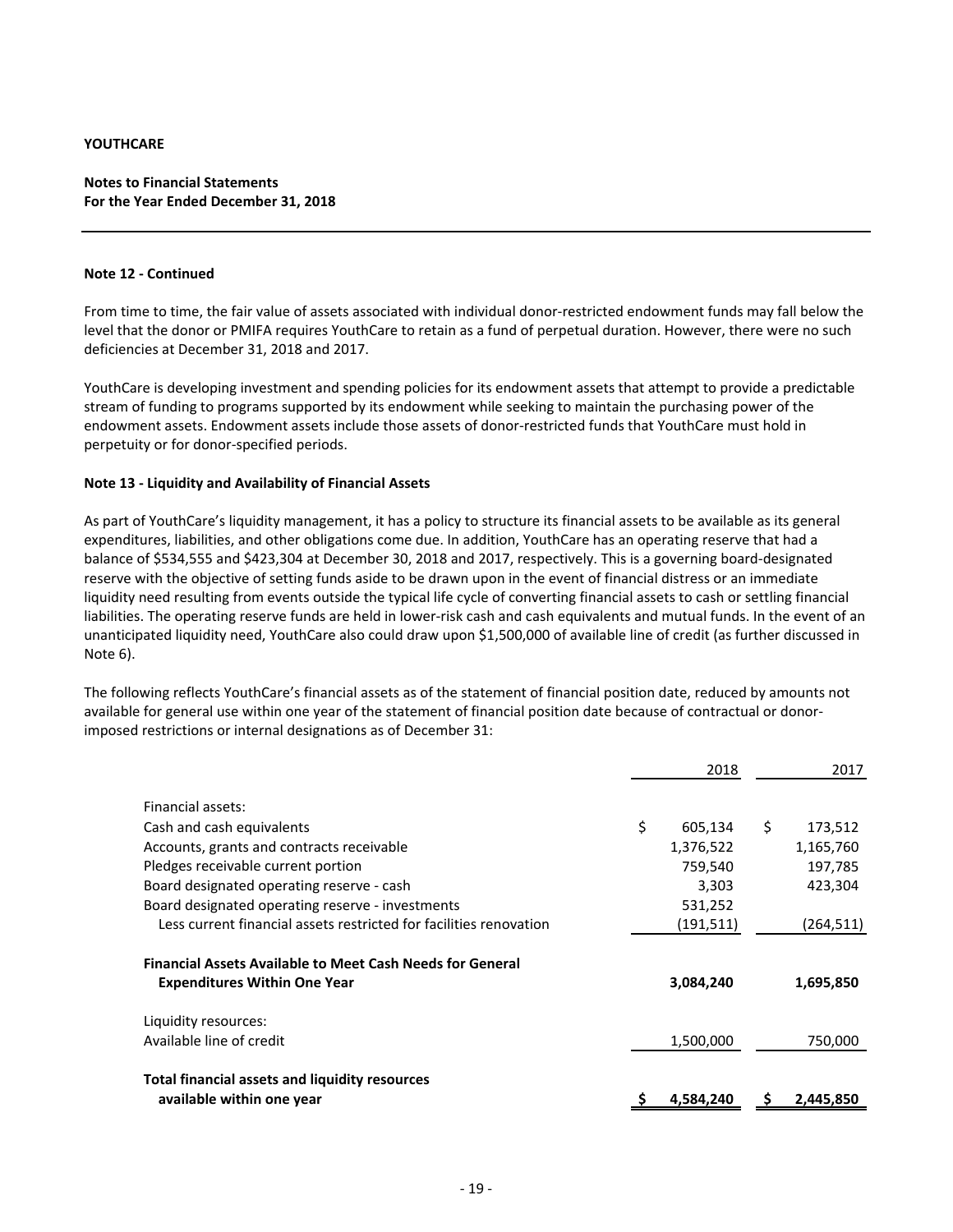**YOUTHCARE**

**Notes to Financial Statements**
**For the Year Ended December 31, 2018**

**Note 12 - Continued**

From time to time, the fair value of assets associated with individual donor-restricted endowment funds may fall below the level that the donor or PMIFA requires YouthCare to retain as a fund of perpetual duration. However, there were no such deficiencies at December 31, 2018 and 2017.

YouthCare is developing investment and spending policies for its endowment assets that attempt to provide a predictable stream of funding to programs supported by its endowment while seeking to maintain the purchasing power of the endowment assets. Endowment assets include those assets of donor-restricted funds that YouthCare must hold in perpetuity or for donor-specified periods.

**Note 13 - Liquidity and Availability of Financial Assets**

As part of YouthCare's liquidity management, it has a policy to structure its financial assets to be available as its general expenditures, liabilities, and other obligations come due. In addition, YouthCare has an operating reserve that had a balance of $534,555 and $423,304 at December 30, 2018 and 2017, respectively. This is a governing board-designated reserve with the objective of setting funds aside to be drawn upon in the event of financial distress or an immediate liquidity need resulting from events outside the typical life cycle of converting financial assets to cash or settling financial liabilities. The operating reserve funds are held in lower-risk cash and cash equivalents and mutual funds. In the event of an unanticipated liquidity need, YouthCare also could draw upon $1,500,000 of available line of credit (as further discussed in Note 6).

The following reflects YouthCare's financial assets as of the statement of financial position date, reduced by amounts not available for general use within one year of the statement of financial position date because of contractual or donor-imposed restrictions or internal designations as of December 31:

| | 2018 | 2017 |
|---|---|---|
| Financial assets: | | |
| Cash and cash equivalents | $ 605,134 | $ 173,512 |
| Accounts, grants and contracts receivable | 1,376,522 | 1,165,760 |
| Pledges receivable current portion | 759,540 | 197,785 |
| Board designated operating reserve - cash | 3,303 | 423,304 |
| Board designated operating reserve - investments | 531,252 | |
| Less current financial assets restricted for facilities renovation | (191,511) | (264,511) |
| **Financial Assets Available to Meet Cash Needs for General Expenditures Within One Year** | **3,084,240** | **1,695,850** |
| Liquidity resources: | | |
| Available line of credit | 1,500,000 | 750,000 |
| **Total financial assets and liquidity resources available within one year** | **$ 4,584,240** | **$ 2,445,850** |